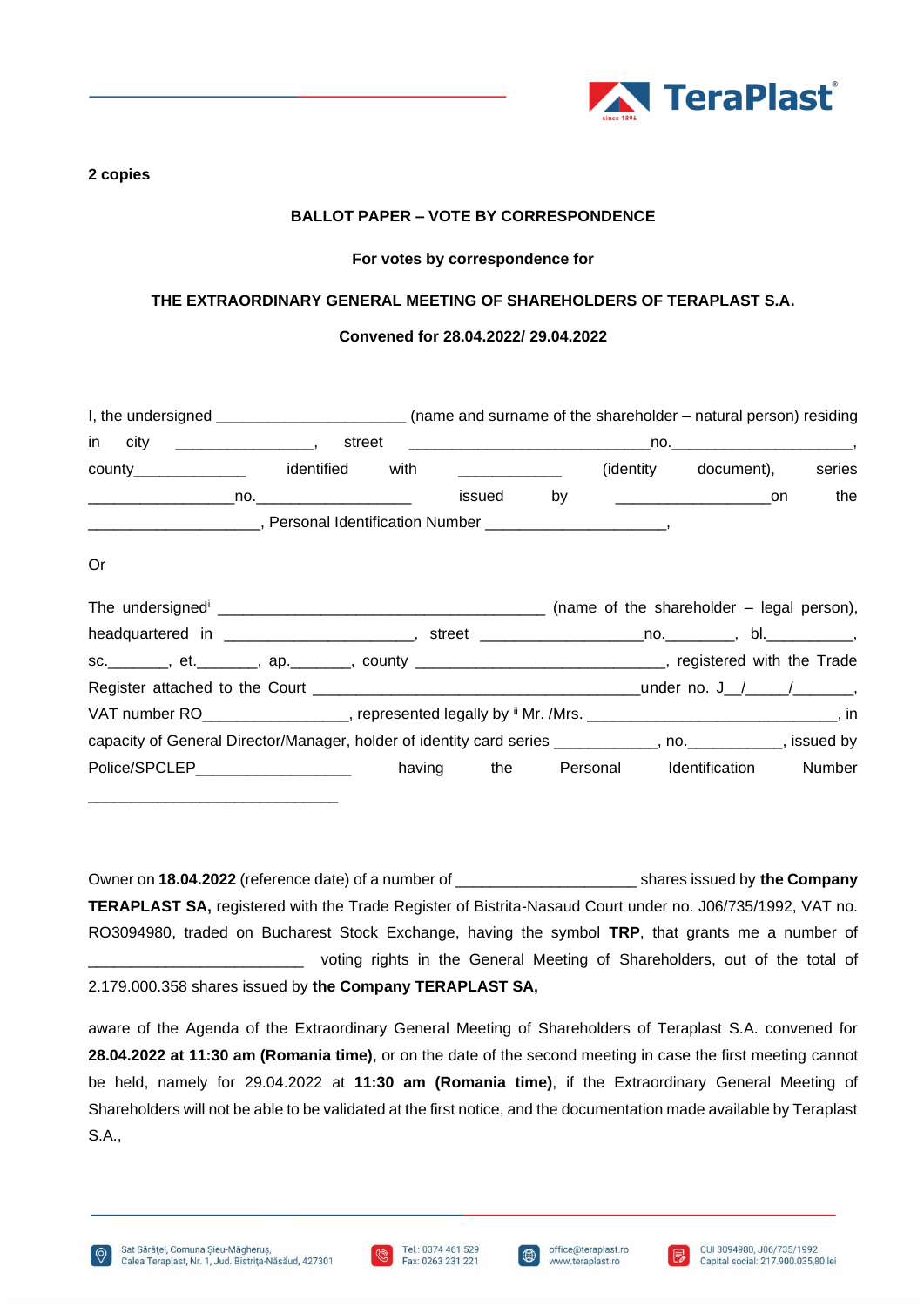**2 copies**

**BALLOT PAPER – VOTE BY CORRESPONDENCE**

**For votes by correspondence for**

**THE EXTRAORDINARY GENERAL MEETING OF SHAREHOLDERS OF TERAPLAST S.A.**

**Convened for 28.04.2022/ 29.04.2022**

I, the undersigned ______________________ (name and surname of the shareholder – natural person) residing in city ________________, street ____________________________no.____________________, county_____________ identified with ____________ (identity document), series _________________no.__________________ issued by __________________on the ____________________, Personal Identification Number _____________________,

Or

The undersigned[i] _______________________________________ (name of the shareholder – legal person), headquartered in ______________________, street ___________________no.________, bl.__________, sc._______, et._______, ap._______, county ______________________________, registered with the Trade Register attached to the Court ______________________________________under no. J__/_____/_______, VAT number RO________________, represented legally by [ii] Mr. /Mrs. ______________________________, in capacity of General Director/Manager, holder of identity card series ____________, no.___________, issued by Police/SPCLEP__________________ having the Personal Identification Number _____________________________

Owner on **18.04.2022** (reference date) of a number of _____________________ shares issued by **the Company TERAPLAST SA,** registered with the Trade Register of Bistrita-Nasaud Court under no. J06/735/1992, VAT no. RO3094980, traded on Bucharest Stock Exchange, having the symbol **TRP**, that grants me a number of _________________________ voting rights in the General Meeting of Shareholders, out of the total of 2.179.000.358 shares issued by **the Company TERAPLAST SA,**

aware of the Agenda of the Extraordinary General Meeting of Shareholders of Teraplast S.A. convened for **28.04.2022 at 11:30 am (Romania time)**, or on the date of the second meeting in case the first meeting cannot be held, namely for 29.04.2022 at **11:30 am (Romania time)**, if the Extraordinary General Meeting of Shareholders will not be able to be validated at the first notice, and the documentation made available by Teraplast S.A.,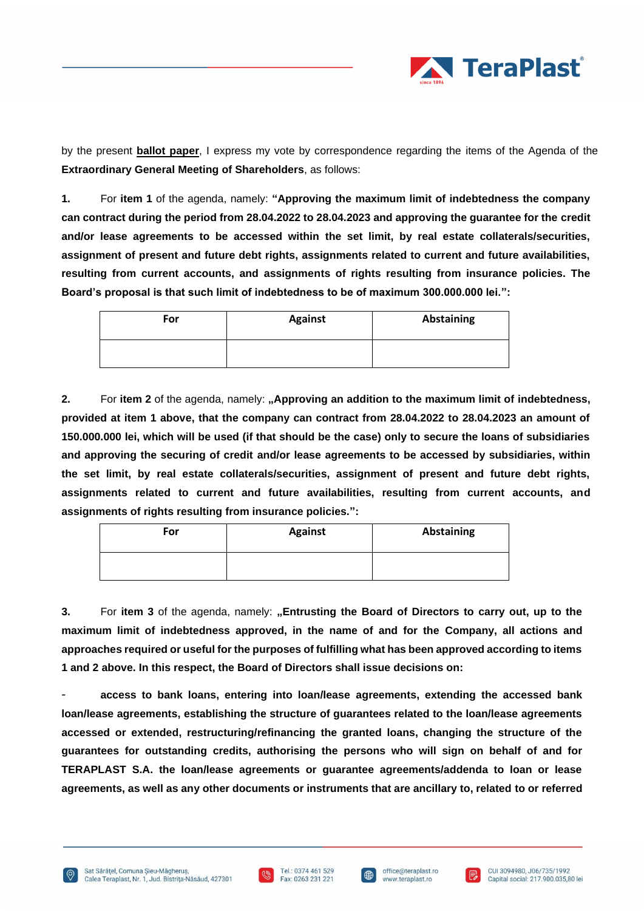by the present **ballot paper**, I express my vote by correspondence regarding the items of the Agenda of the **Extraordinary General Meeting of Shareholders**, as follows:

**1.** For **item 1** of the agenda, namely: **"Approving the maximum limit of indebtedness the company can contract during the period from 28.04.2022 to 28.04.2023 and approving the guarantee for the credit and/or lease agreements to be accessed within the set limit, by real estate collaterals/securities, assignment of present and future debt rights, assignments related to current and future availabilities, resulting from current accounts, and assignments of rights resulting from insurance policies. The Board's proposal is that such limit of indebtedness to be of maximum 300.000.000 lei.":**

| For | Against | Abstaining |
| --- | --- | --- |
| | | |

**2.** For **item 2** of the agenda, namely: **„Approving an addition to the maximum limit of indebtedness, provided at item 1 above, that the company can contract from 28.04.2022 to 28.04.2023 an amount of 150.000.000 lei, which will be used (if that should be the case) only to secure the loans of subsidiaries and approving the securing of credit and/or lease agreements to be accessed by subsidiaries, within the set limit, by real estate collaterals/securities, assignment of present and future debt rights, assignments related to current and future availabilities, resulting from current accounts, and assignments of rights resulting from insurance policies.":**

| For | Against | Abstaining |
| --- | --- | --- |
| | | |

**3.** For **item 3** of the agenda, namely: **„Entrusting the Board of Directors to carry out, up to the maximum limit of indebtedness approved, in the name of and for the Company, all actions and approaches required or useful for the purposes of fulfilling what has been approved according to items 1 and 2 above. In this respect, the Board of Directors shall issue decisions on:**

- **access to bank loans, entering into loan/lease agreements, extending the accessed bank loan/lease agreements, establishing the structure of guarantees related to the loan/lease agreements accessed or extended, restructuring/refinancing the granted loans, changing the structure of the guarantees for outstanding credits, authorising the persons who will sign on behalf of and for TERAPLAST S.A. the loan/lease agreements or guarantee agreements/addenda to loan or lease agreements, as well as any other documents or instruments that are ancillary to, related to or referred**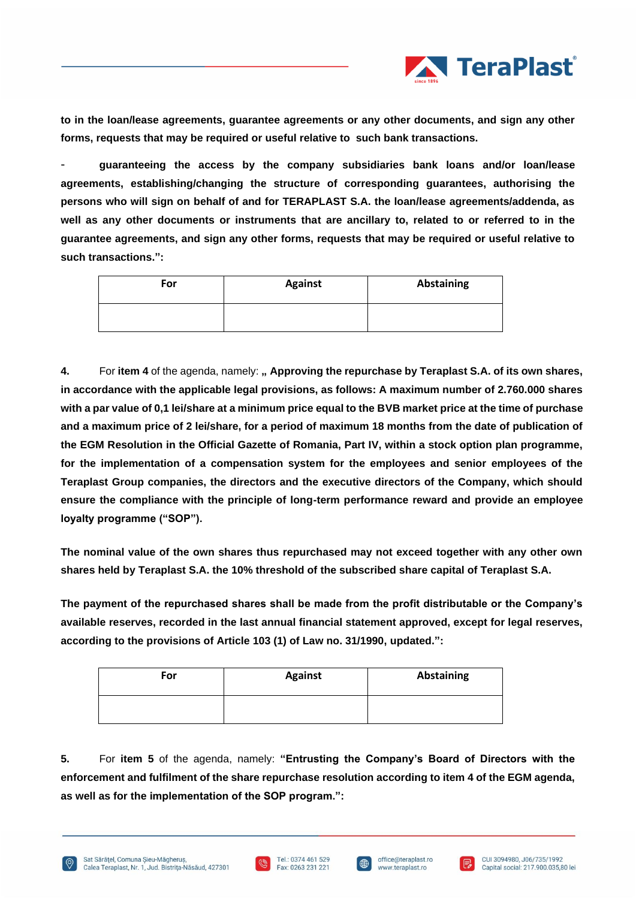**to in the loan/lease agreements, guarantee agreements or any other documents, and sign any other forms, requests that may be required or useful relative to such bank transactions.**

- **guaranteeing the access by the company subsidiaries bank loans and/or loan/lease agreements, establishing/changing the structure of corresponding guarantees, authorising the persons who will sign on behalf of and for TERAPLAST S.A. the loan/lease agreements/addenda, as well as any other documents or instruments that are ancillary to, related to or referred to in the guarantee agreements, and sign any other forms, requests that may be required or useful relative to such transactions.":**

| For | Against | Abstaining |
|---|---|---|
| | | |

**4.** For **item 4** of the agenda, namely: **„ Approving the repurchase by Teraplast S.A. of its own shares, in accordance with the applicable legal provisions, as follows: A maximum number of 2.760.000 shares with a par value of 0,1 lei/share at a minimum price equal to the BVB market price at the time of purchase and a maximum price of 2 lei/share, for a period of maximum 18 months from the date of publication of the EGM Resolution in the Official Gazette of Romania, Part IV, within a stock option plan programme, for the implementation of a compensation system for the employees and senior employees of the Teraplast Group companies, the directors and the executive directors of the Company, which should ensure the compliance with the principle of long-term performance reward and provide an employee loyalty programme ("SOP").**

**The nominal value of the own shares thus repurchased may not exceed together with any other own shares held by Teraplast S.A. the 10% threshold of the subscribed share capital of Teraplast S.A.**

**The payment of the repurchased shares shall be made from the profit distributable or the Company's available reserves, recorded in the last annual financial statement approved, except for legal reserves, according to the provisions of Article 103 (1) of Law no. 31/1990, updated.":**

| For | Against | Abstaining |
|---|---|---|
| | | |

**5.** For **item 5** of the agenda, namely: **"Entrusting the Company's Board of Directors with the enforcement and fulfilment of the share repurchase resolution according to item 4 of the EGM agenda, as well as for the implementation of the SOP program.":**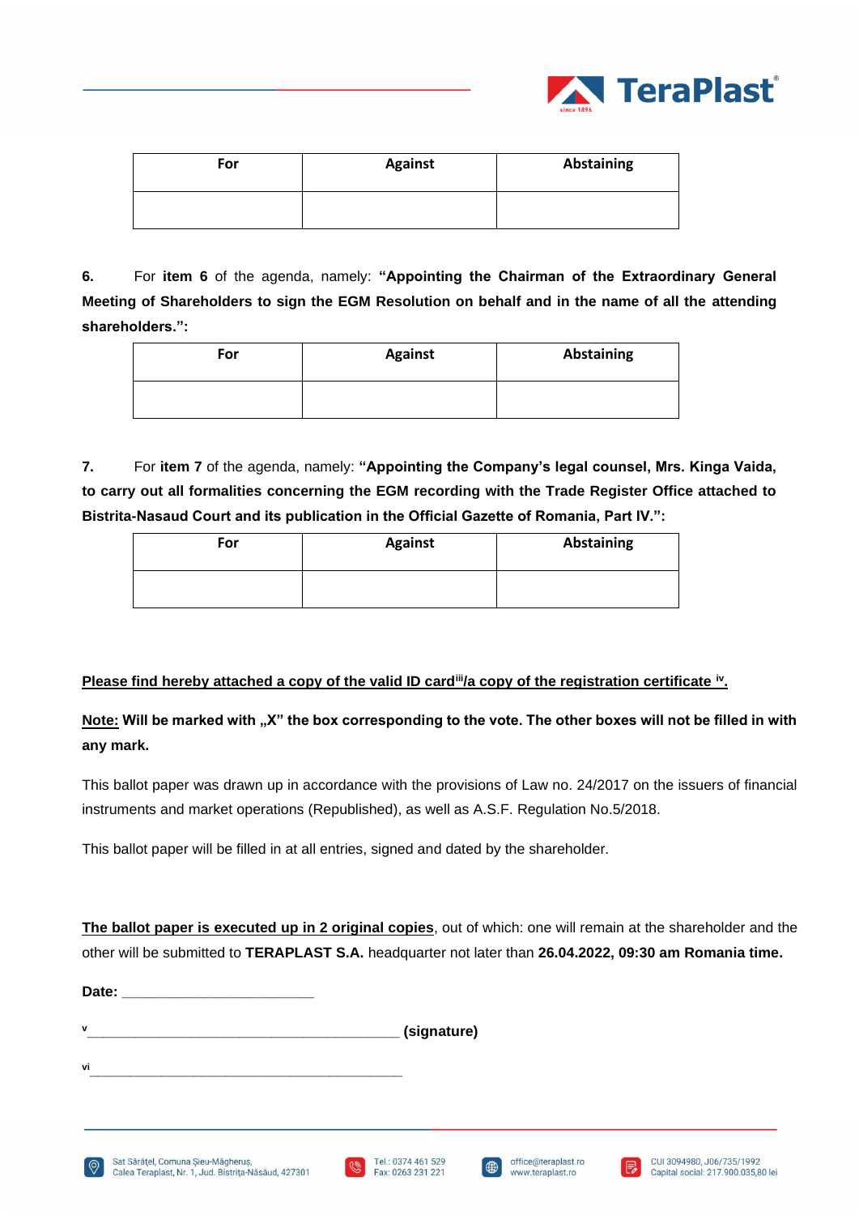| For | Against | Abstaining |
|---|---|---|
| | | |

**6.** For **item 6** of the agenda, namely: **"Appointing the Chairman of the Extraordinary General Meeting of Shareholders to sign the EGM Resolution on behalf and in the name of all the attending shareholders.":**

| For | Against | Abstaining |
|---|---|---|
| | | |

**7.** For **item 7** of the agenda, namely: **"Appointing the Company's legal counsel, Mrs. Kinga Vaida, to carry out all formalities concerning the EGM recording with the Trade Register Office attached to Bistrita-Nasaud Court and its publication in the Official Gazette of Romania, Part IV.":**

| For | Against | Abstaining |
|---|---|---|
| | | |

**Please find hereby attached a copy of the valid ID card[iii]/a copy of the registration certificate [iv].**

**Note: Will be marked with „X" the box corresponding to the vote. The other boxes will not be filled in with any mark.**

This ballot paper was drawn up in accordance with the provisions of Law no. 24/2017 on the issuers of financial instruments and market operations (Republished), as well as A.S.F. Regulation No.5/2018.

This ballot paper will be filled in at all entries, signed and dated by the shareholder.

**The ballot paper is executed up in 2 original copies**, out of which: one will remain at the shareholder and the other will be submitted to **TERAPLAST S.A.** headquarter not later than **26.04.2022, 09:30 am Romania time.**

**Date:** ________________________

[v]________________________________________ **(signature)**

[vi]________________________________________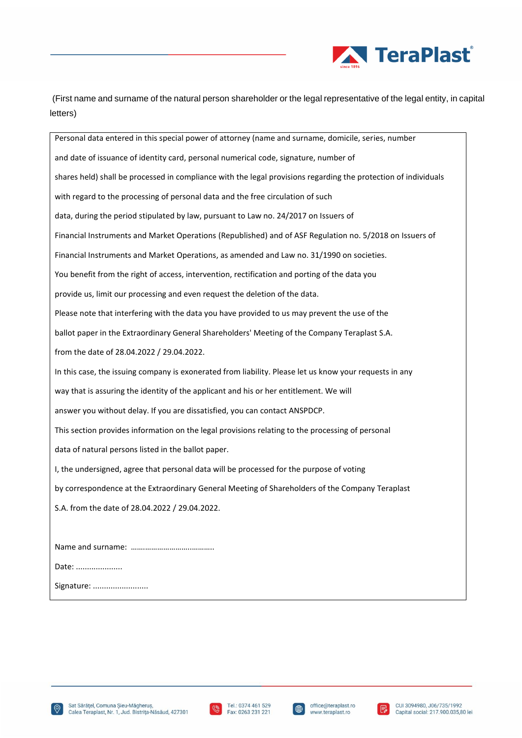(First name and surname of the natural person shareholder or the legal representative of the legal entity, in capital letters)

Personal data entered in this special power of attorney (name and surname, domicile, series, number and date of issuance of identity card, personal numerical code, signature, number of shares held) shall be processed in compliance with the legal provisions regarding the protection of individuals with regard to the processing of personal data and the free circulation of such data, during the period stipulated by law, pursuant to Law no. 24/2017 on Issuers of Financial Instruments and Market Operations (Republished) and of ASF Regulation no. 5/2018 on Issuers of Financial Instruments and Market Operations, as amended and Law no. 31/1990 on societies.

You benefit from the right of access, intervention, rectification and porting of the data you provide us, limit our processing and even request the deletion of the data.

Please note that interfering with the data you have provided to us may prevent the use of the ballot paper in the Extraordinary General Shareholders' Meeting of the Company Teraplast S.A. from the date of 28.04.2022 / 29.04.2022.

In this case, the issuing company is exonerated from liability. Please let us know your requests in any way that is assuring the identity of the applicant and his or her entitlement. We will answer you without delay. If you are dissatisfied, you can contact ANSPDCP.

This section provides information on the legal provisions relating to the processing of personal data of natural persons listed in the ballot paper.

I, the undersigned, agree that personal data will be processed for the purpose of voting by correspondence at the Extraordinary General Meeting of Shareholders of the Company Teraplast S.A. from the date of 28.04.2022 / 29.04.2022.

Name and surname: ……………………………………..

Date: .....................

Signature: .........................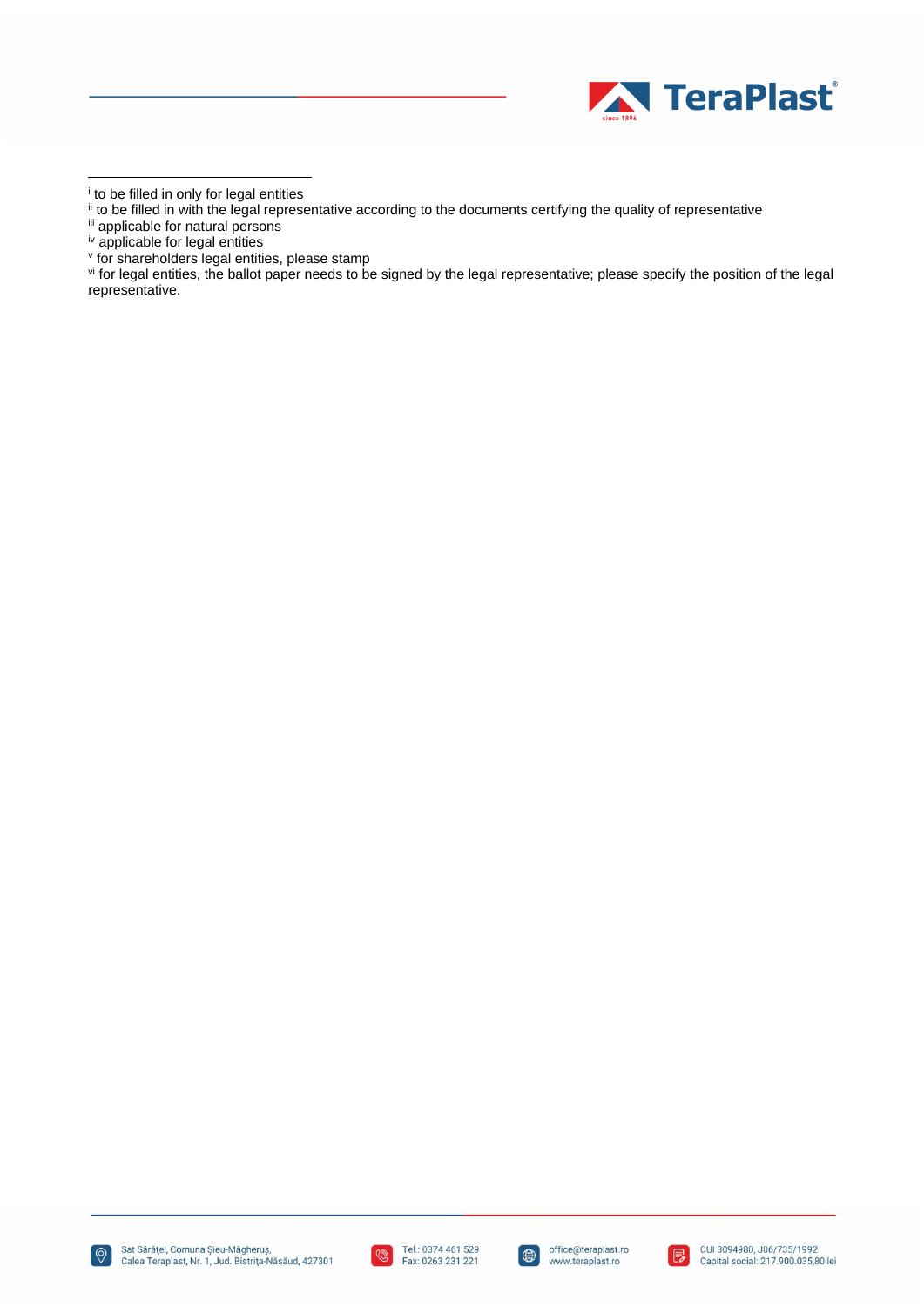[i] to be filled in only for legal entities

[ii] to be filled in with the legal representative according to the documents certifying the quality of representative

[iii] applicable for natural persons

[iv] applicable for legal entities

[v] for shareholders legal entities, please stamp

[vi] for legal entities, the ballot paper needs to be signed by the legal representative; please specify the position of the legal representative.